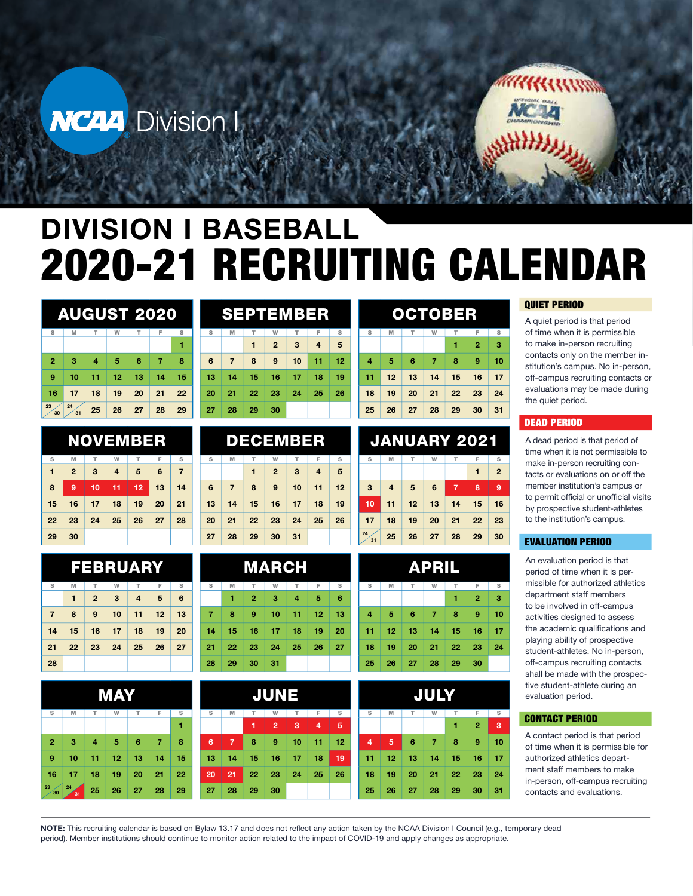NCAA Division I

# DIVISION I BASEBALL
# 2020-21 RECRUITING CALENDAR

## AUGUST 2020

| S | M | T | W | T | F | S |
|---|---|---|---|---|---|---|
| | | | | | | 1 |
| 2 | 3 | 4 | 5 | 6 | 7 | 8 |
| 9 | 10 | 11 | 12 | 13 | 14 | 15 |
| 16 | 17 | 18 | 19 | 20 | 21 | 22 |
| 23/30 | 24/31 | 25 | 26 | 27 | 28 | 29 |

## SEPTEMBER

| S | M | T | W | T | F | S |
|---|---|---|---|---|---|---|
| | | 1 | 2 | 3 | 4 | 5 |
| 6 | 7 | 8 | 9 | 10 | 11 | 12 |
| 13 | 14 | 15 | 16 | 17 | 18 | 19 |
| 20 | 21 | 22 | 23 | 24 | 25 | 26 |
| 27 | 28 | 29 | 30 | | | |

## OCTOBER

| S | M | T | W | T | F | S |
|---|---|---|---|---|---|---|
| | | | | 1 | 2 | 3 |
| 4 | 5 | 6 | 7 | 8 | 9 | 10 |
| 11 | 12 | 13 | 14 | 15 | 16 | 17 |
| 18 | 19 | 20 | 21 | 22 | 23 | 24 |
| 25 | 26 | 27 | 28 | 29 | 30 | 31 |

## NOVEMBER

| S | M | T | W | T | F | S |
|---|---|---|---|---|---|---|
| 1 | 2 | 3 | 4 | 5 | 6 | 7 |
| 8 | 9 | 10 | 11 | 12 | 13 | 14 |
| 15 | 16 | 17 | 18 | 19 | 20 | 21 |
| 22 | 23 | 24 | 25 | 26 | 27 | 28 |
| 29 | 30 | | | | | |

## DECEMBER

| S | M | T | W | T | F | S |
|---|---|---|---|---|---|---|
| | | 1 | 2 | 3 | 4 | 5 |
| 6 | 7 | 8 | 9 | 10 | 11 | 12 |
| 13 | 14 | 15 | 16 | 17 | 18 | 19 |
| 20 | 21 | 22 | 23 | 24 | 25 | 26 |
| 27 | 28 | 29 | 30 | 31 | | |

## JANUARY 2021

| S | M | T | W | T | F | S |
|---|---|---|---|---|---|---|
| | | | | | 1 | 2 |
| 3 | 4 | 5 | 6 | 7 | 8 | 9 |
| 10 | 11 | 12 | 13 | 14 | 15 | 16 |
| 17 | 18 | 19 | 20 | 21 | 22 | 23 |
| 24/31 | 25 | 26 | 27 | 28 | 29 | 30 |

## FEBRUARY

| S | M | T | W | T | F | S |
|---|---|---|---|---|---|---|
| | 1 | 2 | 3 | 4 | 5 | 6 |
| 7 | 8 | 9 | 10 | 11 | 12 | 13 |
| 14 | 15 | 16 | 17 | 18 | 19 | 20 |
| 21 | 22 | 23 | 24 | 25 | 26 | 27 |
| 28 | | | | | | |

## MARCH

| S | M | T | W | T | F | S |
|---|---|---|---|---|---|---|
| | 1 | 2 | 3 | 4 | 5 | 6 |
| 7 | 8 | 9 | 10 | 11 | 12 | 13 |
| 14 | 15 | 16 | 17 | 18 | 19 | 20 |
| 21 | 22 | 23 | 24 | 25 | 26 | 27 |
| 28 | 29 | 30 | 31 | | | |

## APRIL

| S | M | T | W | T | F | S |
|---|---|---|---|---|---|---|
| | | | | 1 | 2 | 3 |
| 4 | 5 | 6 | 7 | 8 | 9 | 10 |
| 11 | 12 | 13 | 14 | 15 | 16 | 17 |
| 18 | 19 | 20 | 21 | 22 | 23 | 24 |
| 25 | 26 | 27 | 28 | 29 | 30 | |

## MAY

| S | M | T | W | T | F | S |
|---|---|---|---|---|---|---|
| | | | | | | 1 |
| 2 | 3 | 4 | 5 | 6 | 7 | 8 |
| 9 | 10 | 11 | 12 | 13 | 14 | 15 |
| 16 | 17 | 18 | 19 | 20 | 21 | 22 |
| 23/30 | 24/31 | 25 | 26 | 27 | 28 | 29 |

## JUNE

| S | M | T | W | T | F | S |
|---|---|---|---|---|---|---|
| | | 1 | 2 | 3 | 4 | 5 |
| 6 | 7 | 8 | 9 | 10 | 11 | 12 |
| 13 | 14 | 15 | 16 | 17 | 18 | 19 |
| 20 | 21 | 22 | 23 | 24 | 25 | 26 |
| 27 | 28 | 29 | 30 | | | |

## JULY

| S | M | T | W | T | F | S |
|---|---|---|---|---|---|---|
| | | | | 1 | 2 | 3 |
| 4 | 5 | 6 | 7 | 8 | 9 | 10 |
| 11 | 12 | 13 | 14 | 15 | 16 | 17 |
| 18 | 19 | 20 | 21 | 22 | 23 | 24 |
| 25 | 26 | 27 | 28 | 29 | 30 | 31 |

### QUIET PERIOD

A quiet period is that period of time when it is permissible to make in-person recruiting contacts only on the member institution's campus. No in-person, off-campus recruiting contacts or evaluations may be made during the quiet period.

### DEAD PERIOD

A dead period is that period of time when it is not permissible to make in-person recruiting contacts or evaluations on or off the member institution's campus or to permit official or unofficial visits by prospective student-athletes to the institution's campus.

### EVALUATION PERIOD

An evaluation period is that period of time when it is permissible for authorized athletics department staff members to be involved in off-campus activities designed to assess the academic qualifications and playing ability of prospective student-athletes. No in-person, off-campus recruiting contacts shall be made with the prospective student-athlete during an evaluation period.

### CONTACT PERIOD

A contact period is that period of time when it is permissible for authorized athletics department staff members to make in-person, off-campus recruiting contacts and evaluations.

**NOTE:** This recruiting calendar is based on Bylaw 13.17 and does not reflect any action taken by the NCAA Division I Council (e.g., temporary dead period). Member institutions should continue to monitor action related to the impact of COVID-19 and apply changes as appropriate.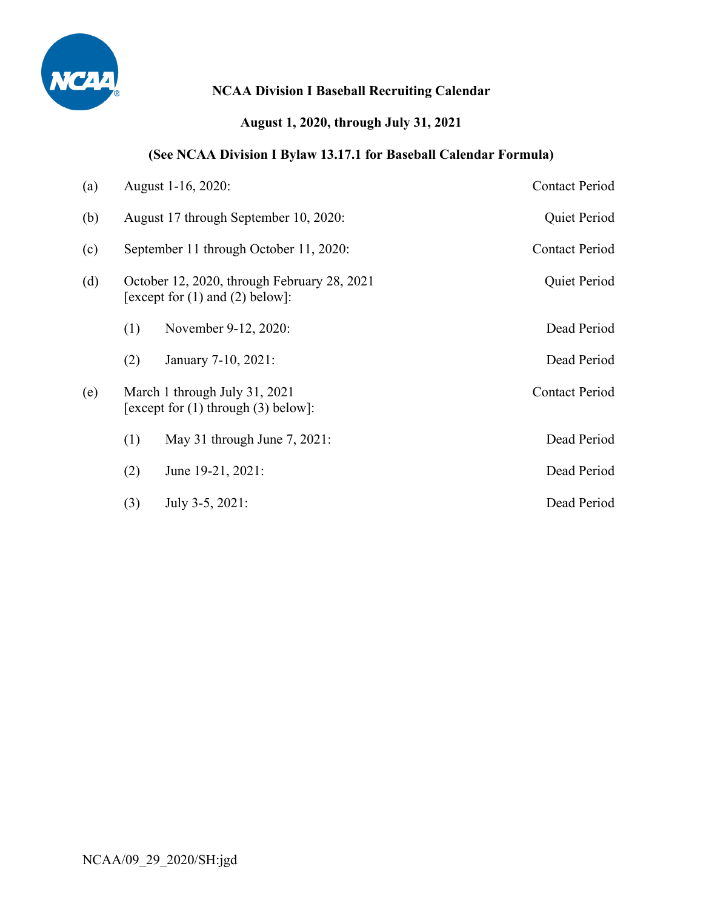**NCAA Division I Baseball Recruiting Calendar**

**August 1, 2020, through July 31, 2021**

**(See NCAA Division I Bylaw 13.17.1 for Baseball Calendar Formula)**

(a) August 1-16, 2020: Contact Period

(b) August 17 through September 10, 2020: Quiet Period

(c) September 11 through October 11, 2020: Contact Period

(d) October 12, 2020, through February 28, 2021 [except for (1) and (2) below]: Quiet Period

- (1) November 9-12, 2020: Dead Period
- (2) January 7-10, 2021: Dead Period

(e) March 1 through July 31, 2021 [except for (1) through (3) below]: Contact Period

- (1) May 31 through June 7, 2021: Dead Period
- (2) June 19-21, 2021: Dead Period
- (3) July 3-5, 2021: Dead Period

NCAA/09_29_2020/SH:jgd